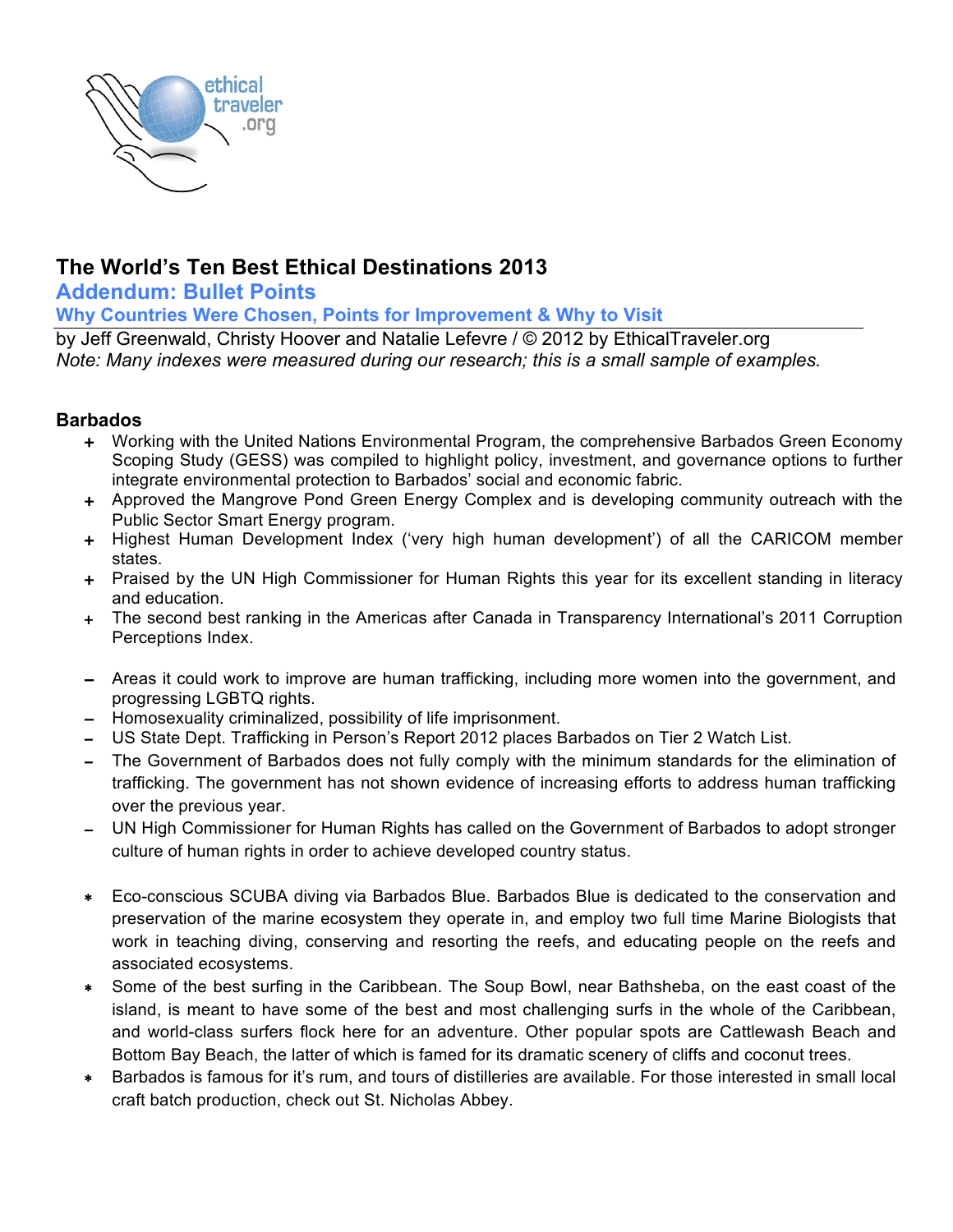# The World's Ten Best Ethical Destinations 2013

## Addendum: Bullet Points

### Why Countries Were Chosen, Points for Improvement & Why to Visit

by Jeff Greenwald, Christy Hoover and Natalie Lefevre / © 2012 by EthicalTraveler.org

*Note: Many indexes were measured during our research; this is a small sample of examples.*

**Barbados**

+ Working with the United Nations Environmental Program, the comprehensive Barbados Green Economy Scoping Study (GESS) was compiled to highlight policy, investment, and governance options to further integrate environmental protection to Barbados' social and economic fabric.
+ Approved the Mangrove Pond Green Energy Complex and is developing community outreach with the Public Sector Smart Energy program.
+ Highest Human Development Index ('very high human development') of all the CARICOM member states.
+ Praised by the UN High Commissioner for Human Rights this year for its excellent standing in literacy and education.
+ The second best ranking in the Americas after Canada in Transparency International's 2011 Corruption Perceptions Index.

– Areas it could work to improve are human trafficking, including more women into the government, and progressing LGBTQ rights.
– Homosexuality criminalized, possibility of life imprisonment.
– US State Dept. Trafficking in Person's Report 2012 places Barbados on Tier 2 Watch List.
– The Government of Barbados does not fully comply with the minimum standards for the elimination of trafficking. The government has not shown evidence of increasing efforts to address human trafficking over the previous year.
– UN High Commissioner for Human Rights has called on the Government of Barbados to adopt stronger culture of human rights in order to achieve developed country status.

* Eco-conscious SCUBA diving via Barbados Blue. Barbados Blue is dedicated to the conservation and preservation of the marine ecosystem they operate in, and employ two full time Marine Biologists that work in teaching diving, conserving and resorting the reefs, and educating people on the reefs and associated ecosystems.
* Some of the best surfing in the Caribbean. The Soup Bowl, near Bathsheba, on the east coast of the island, is meant to have some of the best and most challenging surfs in the whole of the Caribbean, and world-class surfers flock here for an adventure. Other popular spots are Cattlewash Beach and Bottom Bay Beach, the latter of which is famed for its dramatic scenery of cliffs and coconut trees.
* Barbados is famous for it's rum, and tours of distilleries are available. For those interested in small local craft batch production, check out St. Nicholas Abbey.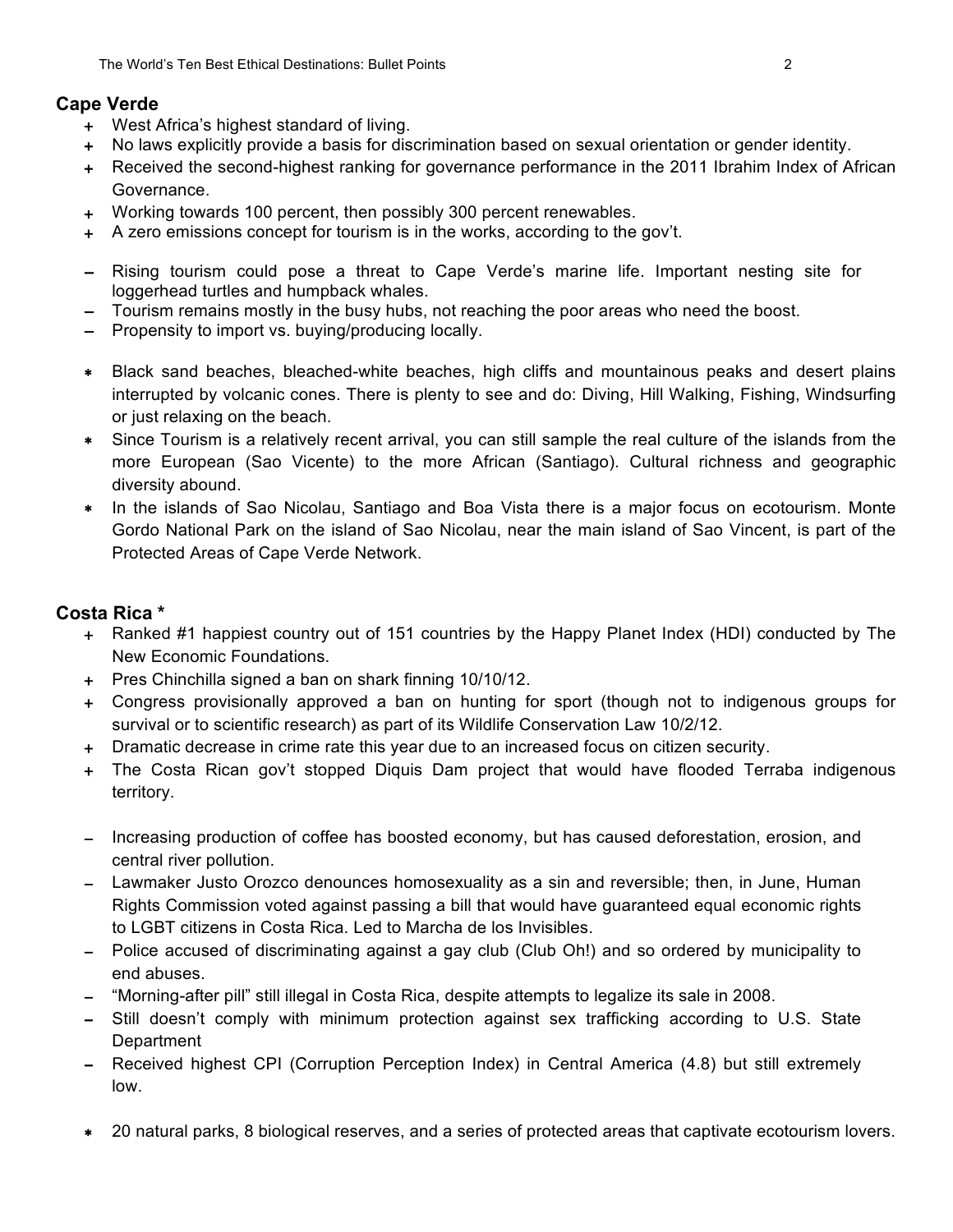## Cape Verde

- + West Africa's highest standard of living.
- + No laws explicitly provide a basis for discrimination based on sexual orientation or gender identity.
- + Received the second-highest ranking for governance performance in the 2011 Ibrahim Index of African Governance.
- + Working towards 100 percent, then possibly 300 percent renewables.
- + A zero emissions concept for tourism is in the works, according to the gov't.

- – Rising tourism could pose a threat to Cape Verde's marine life. Important nesting site for loggerhead turtles and humpback whales.
- – Tourism remains mostly in the busy hubs, not reaching the poor areas who need the boost.
- – Propensity to import vs. buying/producing locally.

- * Black sand beaches, bleached-white beaches, high cliffs and mountainous peaks and desert plains interrupted by volcanic cones. There is plenty to see and do: Diving, Hill Walking, Fishing, Windsurfing or just relaxing on the beach.
- * Since Tourism is a relatively recent arrival, you can still sample the real culture of the islands from the more European (Sao Vicente) to the more African (Santiago). Cultural richness and geographic diversity abound.
- * In the islands of Sao Nicolau, Santiago and Boa Vista there is a major focus on ecotourism. Monte Gordo National Park on the island of Sao Nicolau, near the main island of Sao Vincent, is part of the Protected Areas of Cape Verde Network.

## Costa Rica *

- + Ranked #1 happiest country out of 151 countries by the Happy Planet Index (HDI) conducted by The New Economic Foundations.
- + Pres Chinchilla signed a ban on shark finning 10/10/12.
- + Congress provisionally approved a ban on hunting for sport (though not to indigenous groups for survival or to scientific research) as part of its Wildlife Conservation Law 10/2/12.
- + Dramatic decrease in crime rate this year due to an increased focus on citizen security.
- + The Costa Rican gov't stopped Diquis Dam project that would have flooded Terraba indigenous territory.

- – Increasing production of coffee has boosted economy, but has caused deforestation, erosion, and central river pollution.
- – Lawmaker Justo Orozco denounces homosexuality as a sin and reversible; then, in June, Human Rights Commission voted against passing a bill that would have guaranteed equal economic rights to LGBT citizens in Costa Rica. Led to Marcha de los Invisibles.
- – Police accused of discriminating against a gay club (Club Oh!) and so ordered by municipality to end abuses.
- – "Morning-after pill" still illegal in Costa Rica, despite attempts to legalize its sale in 2008.
- – Still doesn't comply with minimum protection against sex trafficking according to U.S. State Department
- – Received highest CPI (Corruption Perception Index) in Central America (4.8) but still extremely low.

- * 20 natural parks, 8 biological reserves, and a series of protected areas that captivate ecotourism lovers.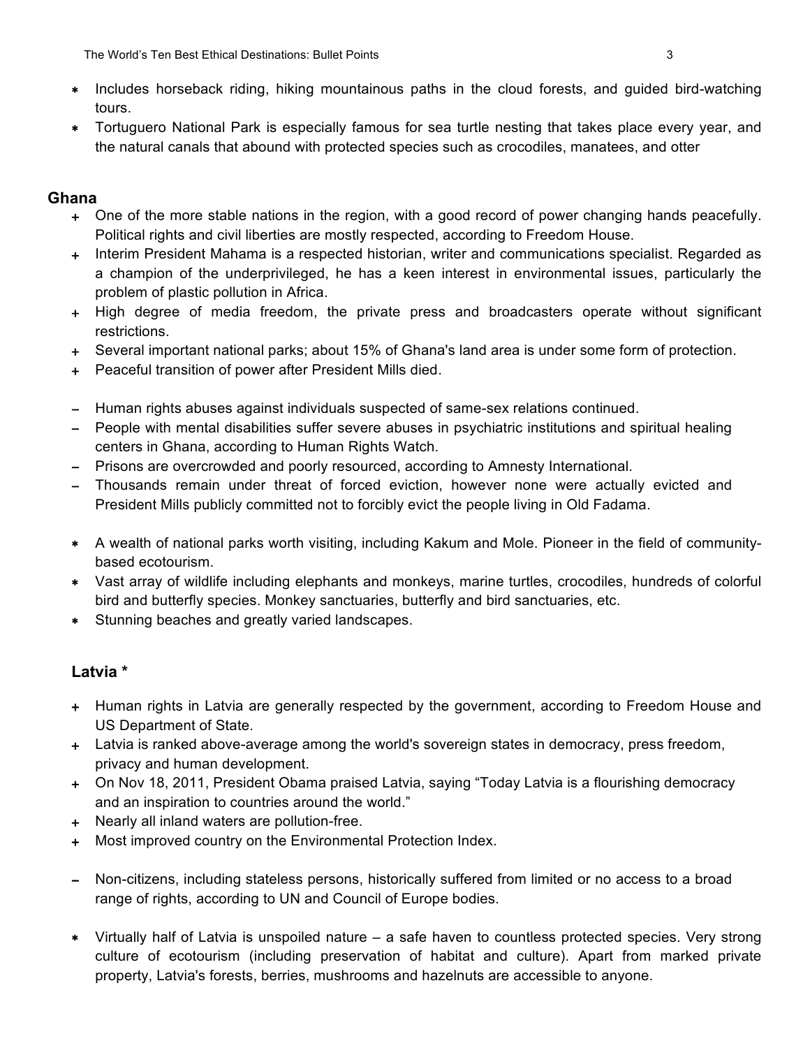* Includes horseback riding, hiking mountainous paths in the cloud forests, and guided bird-watching tours.
* Tortuguero National Park is especially famous for sea turtle nesting that takes place every year, and the natural canals that abound with protected species such as crocodiles, manatees, and otter

## Ghana

+ One of the more stable nations in the region, with a good record of power changing hands peacefully. Political rights and civil liberties are mostly respected, according to Freedom House.
+ Interim President Mahama is a respected historian, writer and communications specialist. Regarded as a champion of the underprivileged, he has a keen interest in environmental issues, particularly the problem of plastic pollution in Africa.
+ High degree of media freedom, the private press and broadcasters operate without significant restrictions.
+ Several important national parks; about 15% of Ghana's land area is under some form of protection.
+ Peaceful transition of power after President Mills died.

– Human rights abuses against individuals suspected of same-sex relations continued.
– People with mental disabilities suffer severe abuses in psychiatric institutions and spiritual healing centers in Ghana, according to Human Rights Watch.
– Prisons are overcrowded and poorly resourced, according to Amnesty International.
– Thousands remain under threat of forced eviction, however none were actually evicted and President Mills publicly committed not to forcibly evict the people living in Old Fadama.

* A wealth of national parks worth visiting, including Kakum and Mole. Pioneer in the field of community-based ecotourism.
* Vast array of wildlife including elephants and monkeys, marine turtles, crocodiles, hundreds of colorful bird and butterfly species. Monkey sanctuaries, butterfly and bird sanctuaries, etc.
* Stunning beaches and greatly varied landscapes.

## Latvia *

+ Human rights in Latvia are generally respected by the government, according to Freedom House and US Department of State.
+ Latvia is ranked above-average among the world's sovereign states in democracy, press freedom, privacy and human development.
+ On Nov 18, 2011, President Obama praised Latvia, saying "Today Latvia is a flourishing democracy and an inspiration to countries around the world."
+ Nearly all inland waters are pollution-free.
+ Most improved country on the Environmental Protection Index.

– Non-citizens, including stateless persons, historically suffered from limited or no access to a broad range of rights, according to UN and Council of Europe bodies.

* Virtually half of Latvia is unspoiled nature – a safe haven to countless protected species. Very strong culture of ecotourism (including preservation of habitat and culture). Apart from marked private property, Latvia's forests, berries, mushrooms and hazelnuts are accessible to anyone.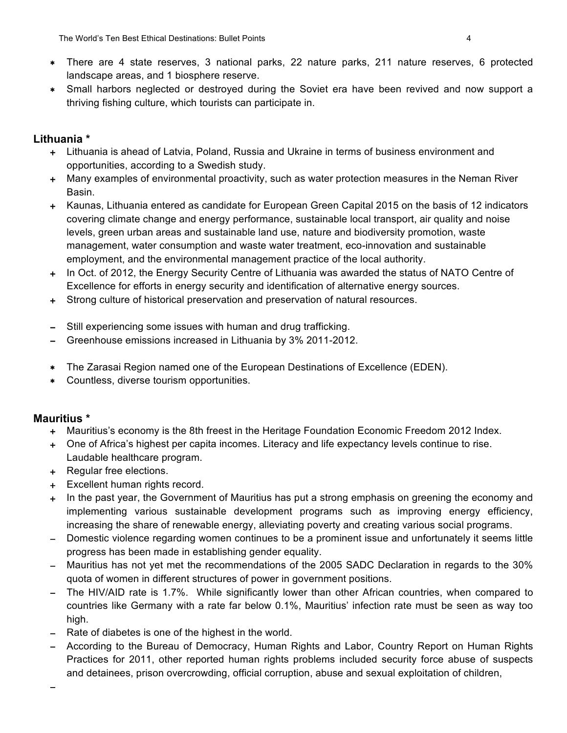- * There are 4 state reserves, 3 national parks, 22 nature parks, 211 nature reserves, 6 protected landscape areas, and 1 biosphere reserve.
- * Small harbors neglected or destroyed during the Soviet era have been revived and now support a thriving fishing culture, which tourists can participate in.

## Lithuania *

- + Lithuania is ahead of Latvia, Poland, Russia and Ukraine in terms of business environment and opportunities, according to a Swedish study.
- + Many examples of environmental proactivity, such as water protection measures in the Neman River Basin.
- + Kaunas, Lithuania entered as candidate for European Green Capital 2015 on the basis of 12 indicators covering climate change and energy performance, sustainable local transport, air quality and noise levels, green urban areas and sustainable land use, nature and biodiversity promotion, waste management, water consumption and waste water treatment, eco-innovation and sustainable employment, and the environmental management practice of the local authority.
- + In Oct. of 2012, the Energy Security Centre of Lithuania was awarded the status of NATO Centre of Excellence for efforts in energy security and identification of alternative energy sources.
- + Strong culture of historical preservation and preservation of natural resources.

- – Still experiencing some issues with human and drug trafficking.
- – Greenhouse emissions increased in Lithuania by 3% 2011-2012.

- * The Zarasai Region named one of the European Destinations of Excellence (EDEN).
- * Countless, diverse tourism opportunities.

## Mauritius *

- + Mauritius's economy is the 8th freest in the Heritage Foundation Economic Freedom 2012 Index.
- + One of Africa's highest per capita incomes. Literacy and life expectancy levels continue to rise. Laudable healthcare program.
- + Regular free elections.
- + Excellent human rights record.
- + In the past year, the Government of Mauritius has put a strong emphasis on greening the economy and implementing various sustainable development programs such as improving energy efficiency, increasing the share of renewable energy, alleviating poverty and creating various social programs.
- – Domestic violence regarding women continues to be a prominent issue and unfortunately it seems little progress has been made in establishing gender equality.
- – Mauritius has not yet met the recommendations of the 2005 SADC Declaration in regards to the 30% quota of women in different structures of power in government positions.
- – The HIV/AID rate is 1.7%. While significantly lower than other African countries, when compared to countries like Germany with a rate far below 0.1%, Mauritius' infection rate must be seen as way too high.
- – Rate of diabetes is one of the highest in the world.
- – According to the Bureau of Democracy, Human Rights and Labor, Country Report on Human Rights Practices for 2011, other reported human rights problems included security force abuse of suspects and detainees, prison overcrowding, official corruption, abuse and sexual exploitation of children,
- –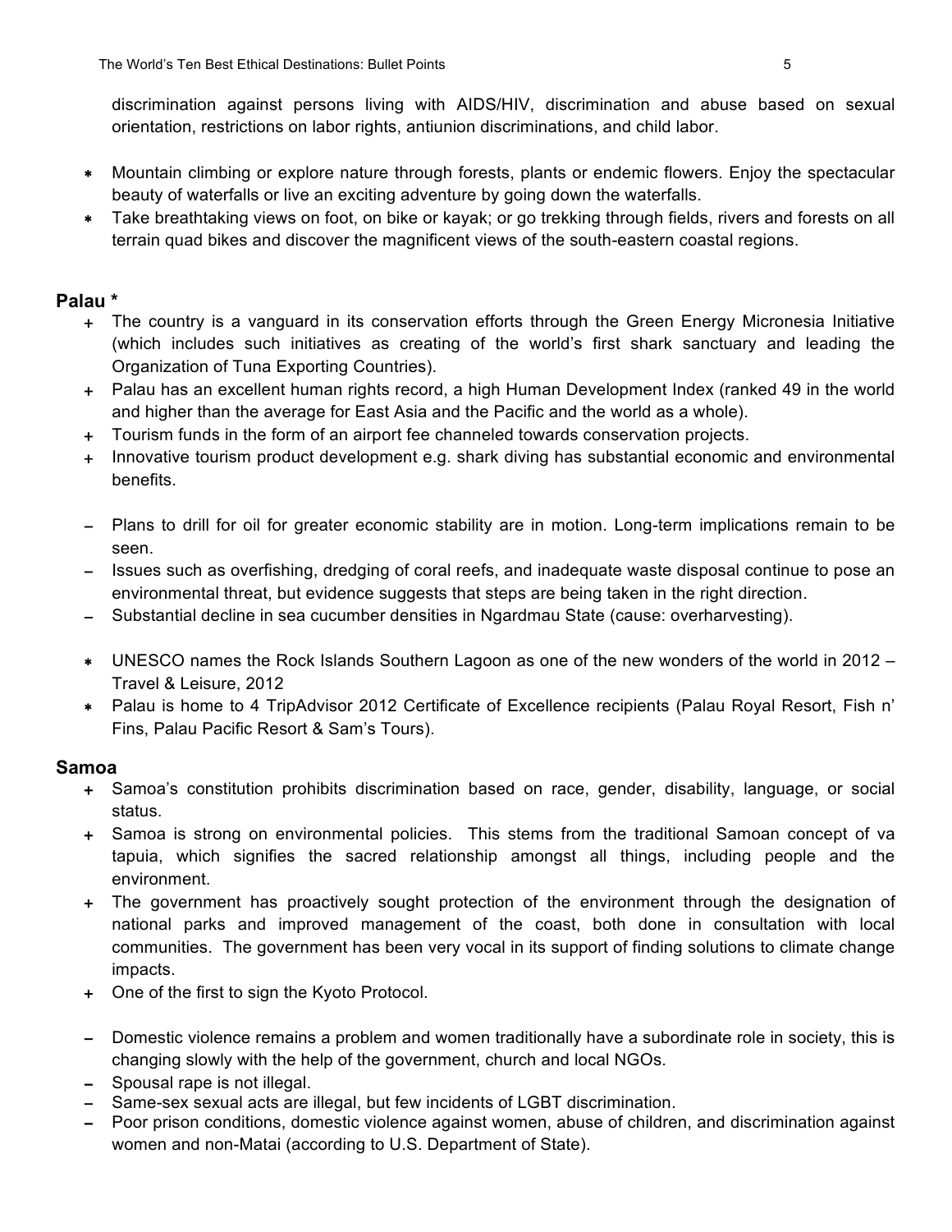discrimination against persons living with AIDS/HIV, discrimination and abuse based on sexual orientation, restrictions on labor rights, antiunion discriminations, and child labor.

- Mountain climbing or explore nature through forests, plants or endemic flowers. Enjoy the spectacular beauty of waterfalls or live an exciting adventure by going down the waterfalls.
- Take breathtaking views on foot, on bike or kayak; or go trekking through fields, rivers and forests on all terrain quad bikes and discover the magnificent views of the south-eastern coastal regions.

### Palau *

- + The country is a vanguard in its conservation efforts through the Green Energy Micronesia Initiative (which includes such initiatives as creating of the world's first shark sanctuary and leading the Organization of Tuna Exporting Countries).
- + Palau has an excellent human rights record, a high Human Development Index (ranked 49 in the world and higher than the average for East Asia and the Pacific and the world as a whole).
- + Tourism funds in the form of an airport fee channeled towards conservation projects.
- + Innovative tourism product development e.g. shark diving has substantial economic and environmental benefits.

- – Plans to drill for oil for greater economic stability are in motion. Long-term implications remain to be seen.
- – Issues such as overfishing, dredging of coral reefs, and inadequate waste disposal continue to pose an environmental threat, but evidence suggests that steps are being taken in the right direction.
- – Substantial decline in sea cucumber densities in Ngardmau State (cause: overharvesting).

- UNESCO names the Rock Islands Southern Lagoon as one of the new wonders of the world in 2012 – Travel & Leisure, 2012
- Palau is home to 4 TripAdvisor 2012 Certificate of Excellence recipients (Palau Royal Resort, Fish n' Fins, Palau Pacific Resort & Sam's Tours).

### Samoa

- + Samoa's constitution prohibits discrimination based on race, gender, disability, language, or social status.
- + Samoa is strong on environmental policies. This stems from the traditional Samoan concept of va tapuia, which signifies the sacred relationship amongst all things, including people and the environment.
- + The government has proactively sought protection of the environment through the designation of national parks and improved management of the coast, both done in consultation with local communities. The government has been very vocal in its support of finding solutions to climate change impacts.
- + One of the first to sign the Kyoto Protocol.

- – Domestic violence remains a problem and women traditionally have a subordinate role in society, this is changing slowly with the help of the government, church and local NGOs.
- – Spousal rape is not illegal.
- – Same-sex sexual acts are illegal, but few incidents of LGBT discrimination.
- – Poor prison conditions, domestic violence against women, abuse of children, and discrimination against women and non-Matai (according to U.S. Department of State).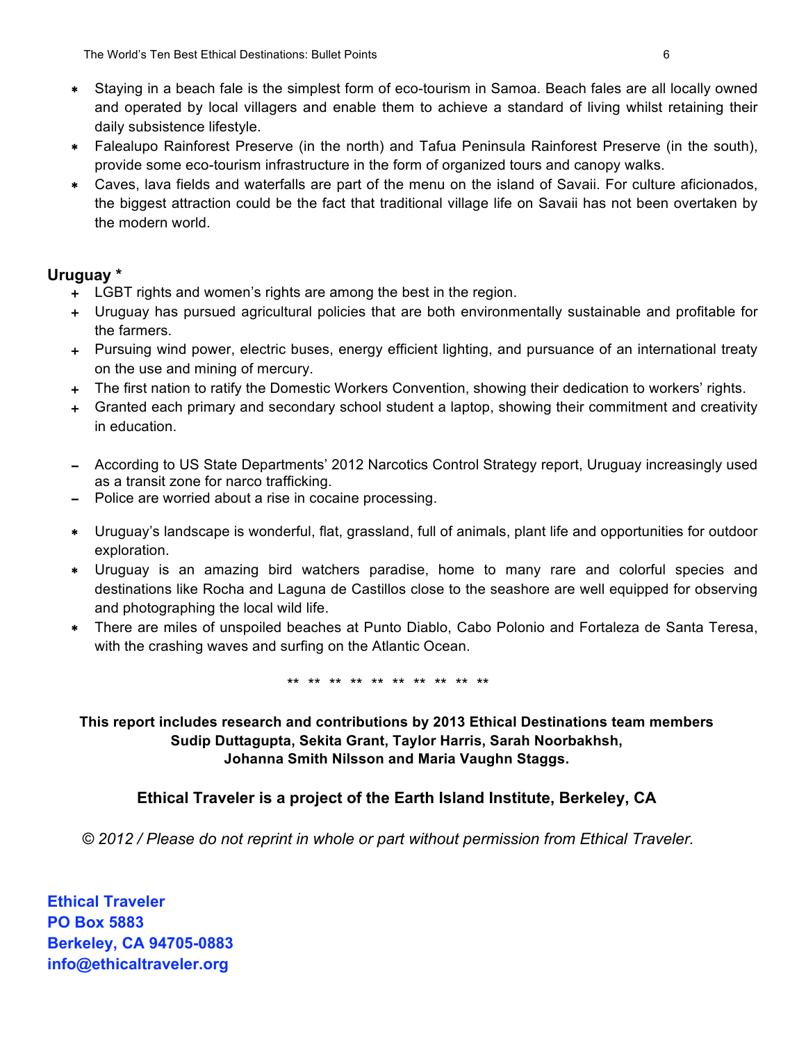* Staying in a beach fale is the simplest form of eco-tourism in Samoa. Beach fales are all locally owned and operated by local villagers and enable them to achieve a standard of living whilst retaining their daily subsistence lifestyle.
* Falealupo Rainforest Preserve (in the north) and Tafua Peninsula Rainforest Preserve (in the south), provide some eco-tourism infrastructure in the form of organized tours and canopy walks.
* Caves, lava fields and waterfalls are part of the menu on the island of Savaii. For culture aficionados, the biggest attraction could be the fact that traditional village life on Savaii has not been overtaken by the modern world.

## Uruguay *

+ LGBT rights and women's rights are among the best in the region.
+ Uruguay has pursued agricultural policies that are both environmentally sustainable and profitable for the farmers.
+ Pursuing wind power, electric buses, energy efficient lighting, and pursuance of an international treaty on the use and mining of mercury.
+ The first nation to ratify the Domestic Workers Convention, showing their dedication to workers' rights.
+ Granted each primary and secondary school student a laptop, showing their commitment and creativity in education.

- According to US State Departments' 2012 Narcotics Control Strategy report, Uruguay increasingly used as a transit zone for narco trafficking.
- Police are worried about a rise in cocaine processing.

* Uruguay's landscape is wonderful, flat, grassland, full of animals, plant life and opportunities for outdoor exploration.
* Uruguay is an amazing bird watchers paradise, home to many rare and colorful species and destinations like Rocha and Laguna de Castillos close to the seashore are well equipped for observing and photographing the local wild life.
* There are miles of unspoiled beaches at Punto Diablo, Cabo Polonio and Fortaleza de Santa Teresa, with the crashing waves and surfing on the Atlantic Ocean.

** ** ** ** ** ** ** ** ** **

**This report includes research and contributions by 2013 Ethical Destinations team members Sudip Duttagupta, Sekita Grant, Taylor Harris, Sarah Noorbakhsh, Johanna Smith Nilsson and Maria Vaughn Staggs.**

**Ethical Traveler is a project of the Earth Island Institute, Berkeley, CA**

*© 2012 / Please do not reprint in whole or part without permission from Ethical Traveler.*

**Ethical Traveler**
**PO Box 5883**
**Berkeley, CA 94705-0883**
**info@ethicaltraveler.org**